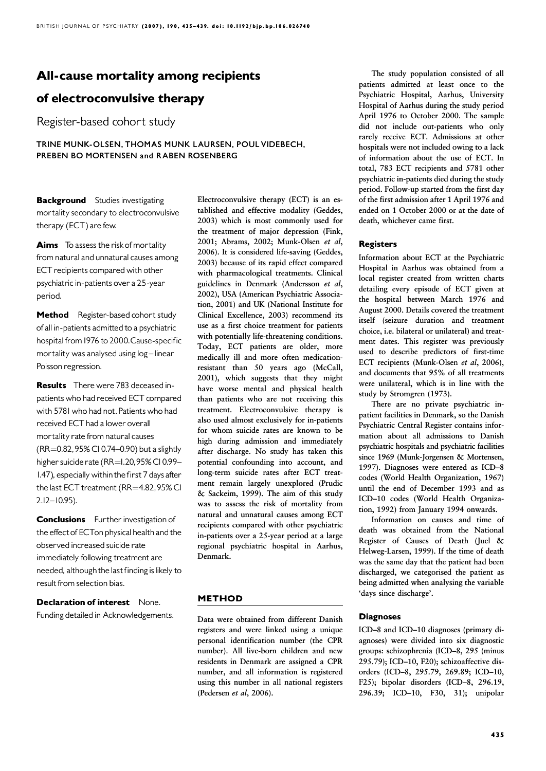# All-cause mortality among recipients of electroconvulsive therapy

## Register-based cohort study

TRINE MUNK-OLSEN, THOMAS MUNK LAURSEN, POUL VIDEBECH, PREBEN BO MORTENSEN and RABEN ROSENBERG

**Background** Studies investigating mortality secondary to electroconvulsive therapy (ECT) are few.

**Aims** To assess the risk of mortality from natural and unnatural causes among ECT recipients compared with other psychiatric in-patients over a 25-year period.

**Method** Register-based cohort study of all in-patients admitted to a psychiatric hospital from 1976 to 2000. Cause-specific mortality was analysed using log–linear Poisson regression.

**Results** There were 783 deceased in-patients who had received ECT compared with 5781 who had not. Patients who had received ECT had a lower overall mortality rate from natural causes (RR=0.82, 95% CI 0.74–0.90) but a slightly higher suicide rate (RR=1.20, 95% CI 0.99–1.47), especially within the first 7 days after the last ECT treatment (RR=4.82, 95% CI 2.12–10.95).

**Conclusions** Further investigation of the effect of ECT on physical health and the observed increased suicide rate immediately following treatment are needed, although the last finding is likely to result from selection bias.

**Declaration of interest** None. Funding detailed in Acknowledgements.

Electroconvulsive therapy (ECT) is an established and effective modality (Geddes, 2003) which is most commonly used for the treatment of major depression (Fink, 2001; Abrams, 2002; Munk-Olsen *et al*, 2006). It is considered life-saving (Geddes, 2003) because of its rapid effect compared with pharmacological treatments. Clinical guidelines in Denmark (Andersson *et al*, 2002), USA (American Psychiatric Association, 2001) and UK (National Institute for Clinical Excellence, 2003) recommend its use as a first choice treatment for patients with potentially life-threatening conditions. Today, ECT patients are older, more medically ill and more often medication-resistant than 50 years ago (McCall, 2001), which suggests that they might have worse mental and physical health than patients who are not receiving this treatment. Electroconvulsive therapy is also used almost exclusively for in-patients for whom suicide rates are known to be high during admission and immediately after discharge. No study has taken this potential confounding into account, and long-term suicide rates after ECT treatment remain largely unexplored (Prudic & Sackeim, 1999). The aim of this study was to assess the risk of mortality from natural and unnatural causes among ECT recipients compared with other psychiatric in-patients over a 25-year period at a large regional psychiatric hospital in Aarhus, Denmark.

## METHOD

Data were obtained from different Danish registers and were linked using a unique personal identification number (the CPR number). All live-born children and new residents in Denmark are assigned a CPR number, and all information is registered using this number in all national registers (Pedersen *et al*, 2006).

The study population consisted of all patients admitted at least once to the Psychiatric Hospital, Aarhus, University Hospital of Aarhus during the study period April 1976 to October 2000. The sample did not include out-patients who only rarely receive ECT. Admissions at other hospitals were not included owing to a lack of information about the use of ECT. In total, 783 ECT recipients and 5781 other psychiatric in-patients died during the study period. Follow-up started from the first day of the first admission after 1 April 1976 and ended on 1 October 2000 or at the date of death, whichever came first.

### Registers

Information about ECT at the Psychiatric Hospital in Aarhus was obtained from a local register created from written charts detailing every episode of ECT given at the hospital between March 1976 and August 2000. Details covered the treatment itself (seizure duration and treatment choice, i.e. bilateral or unilateral) and treatment dates. This register was previously used to describe predictors of first-time ECT recipients (Munk-Olsen *et al*, 2006), and documents that 95% of all treatments were unilateral, which is in line with the study by Stromgren (1973).

There are no private psychiatric in-patient facilities in Denmark, so the Danish Psychiatric Central Register contains information about all admissions to Danish psychiatric hospitals and psychiatric facilities since 1969 (Munk-Jorgensen & Mortensen, 1997). Diagnoses were entered as ICD–8 codes (World Health Organization, 1967) until the end of December 1993 and as ICD–10 codes (World Health Organization, 1992) from January 1994 onwards.

Information on causes and time of death was obtained from the National Register of Causes of Death (Juel & Helweg-Larsen, 1999). If the time of death was the same day that the patient had been discharged, we categorised the patient as being admitted when analysing the variable 'days since discharge'.

### Diagnoses

ICD–8 and ICD–10 diagnoses (primary diagnoses) were divided into six diagnostic groups: schizophrenia (ICD–8, 295 (minus 295.79); ICD–10, F20); schizoaffective disorders (ICD–8, 295.79, 269.89; ICD–10, F25); bipolar disorders (ICD–8, 296.19, 296.39; ICD–10, F30, 31); unipolar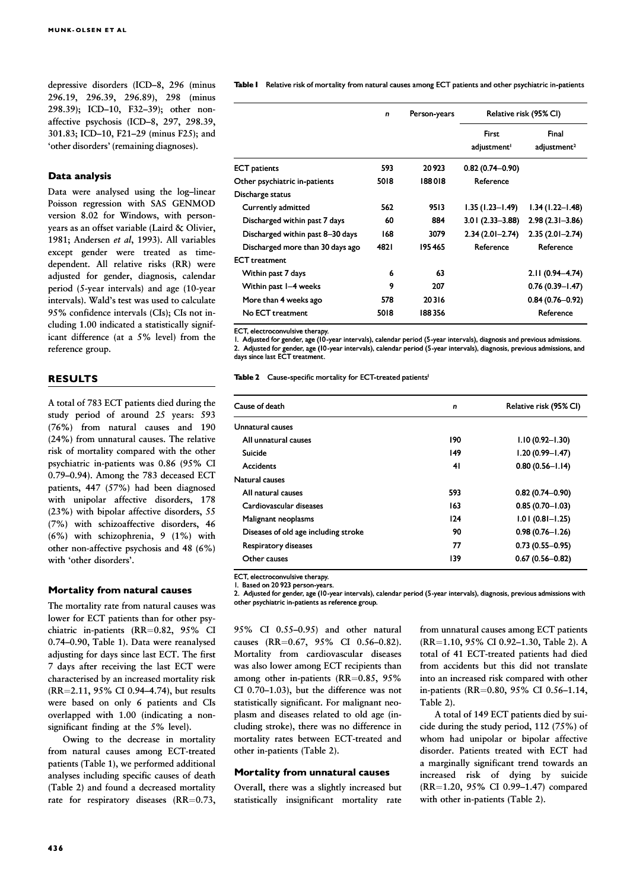depressive disorders (ICD–8, 296 (minus 296.19, 296.39, 296.89), 298 (minus 298.39); ICD–10, F32–39); other non-affective psychosis (ICD–8, 297, 298.39, 301.83; ICD–10, F21–29 (minus F25); and 'other disorders' (remaining diagnoses).

### Data analysis

Data were analysed using the log–linear Poisson regression with SAS GENMOD version 8.02 for Windows, with person-years as an offset variable (Laird & Olivier, 1981; Andersen *et al*, 1993). All variables except gender were treated as time-dependent. All relative risks (RR) were adjusted for gender, diagnosis, calendar period (5-year intervals) and age (10-year intervals). Wald's test was used to calculate 95% confidence intervals (CIs); CIs not including 1.00 indicated a statistically significant difference (at a 5% level) from the reference group.

## RESULTS

A total of 783 ECT patients died during the study period of around 25 years: 593 (76%) from natural causes and 190 (24%) from unnatural causes. The relative risk of mortality compared with the other psychiatric in-patients was 0.86 (95% CI 0.79–0.94). Among the 783 deceased ECT patients, 447 (57%) had been diagnosed with unipolar affective disorders, 178 (23%) with bipolar affective disorders, 55 (7%) with schizoaffective disorders, 46 (6%) with schizophrenia, 9 (1%) with other non-affective psychosis and 48 (6%) with 'other disorders'.

### Mortality from natural causes

The mortality rate from natural causes was lower for ECT patients than for other psychiatric in-patients (RR=0.82, 95% CI 0.74–0.90, Table 1). Data were reanalysed adjusting for days since last ECT. The first 7 days after receiving the last ECT were characterised by an increased mortality risk (RR=2.11, 95% CI 0.94–4.74), but results were based on only 6 patients and CIs overlapped with 1.00 (indicating a non-significant finding at the 5% level).

Owing to the decrease in mortality from natural causes among ECT-treated patients (Table 1), we performed additional analyses including specific causes of death (Table 2) and found a decreased mortality rate for respiratory diseases (RR=0.73, 95% CI 0.55–0.95) and other natural causes (RR=0.67, 95% CI 0.56–0.82). Mortality from cardiovascular diseases was also lower among ECT recipients than among other in-patients (RR=0.85, 95% CI 0.70–1.03), but the difference was not statistically significant. For malignant neoplasm and diseases related to old age (including stroke), there was no difference in mortality rates between ECT-treated and other in-patients (Table 2).

**Table 1** Relative risk of mortality from natural causes among ECT patients and other psychiatric in-patients

| | *n* | Person-years | Relative risk (95% CI) | |
|---|---|---|---|---|
| | | | First adjustment[1] | Final adjustment[2] |
| ECT patients | 593 | 20 923 | 0.82 (0.74–0.90) | |
| Other psychiatric in-patients | 5018 | 188 018 | Reference | |
| Discharge status | | | | |
| Currently admitted | 562 | 9513 | 1.35 (1.23–1.49) | 1.34 (1.22–1.48) |
| Discharged within past 7 days | 60 | 884 | 3.01 (2.33–3.88) | 2.98 (2.31–3.86) |
| Discharged within past 8–30 days | 168 | 3079 | 2.34 (2.01–2.74) | 2.35 (2.01–2.74) |
| Discharged more than 30 days ago | 4821 | 195 465 | Reference | Reference |
| ECT treatment | | | | |
| Within past 7 days | 6 | 63 | | 2.11 (0.94–4.74) |
| Within past 1–4 weeks | 9 | 207 | | 0.76 (0.39–1.47) |
| More than 4 weeks ago | 578 | 20 316 | | 0.84 (0.76–0.92) |
| No ECT treatment | 5018 | 188 356 | | Reference |

ECT, electroconvulsive therapy.
1. Adjusted for gender, age (10-year intervals), calendar period (5-year intervals), diagnosis and previous admissions.
2. Adjusted for gender, age (10-year intervals), calendar period (5-year intervals), diagnosis, previous admissions, and days since last ECT treatment.

**Table 2** Cause-specific mortality for ECT-treated patients[1]

| Cause of death | *n* | Relative risk (95% CI) |
|---|---|---|
| Unnatural causes | | |
| All unnatural causes | 190 | 1.10 (0.92–1.30) |
| Suicide | 149 | 1.20 (0.99–1.47) |
| Accidents | 41 | 0.80 (0.56–1.14) |
| Natural causes | | |
| All natural causes | 593 | 0.82 (0.74–0.90) |
| Cardiovascular diseases | 163 | 0.85 (0.70–1.03) |
| Malignant neoplasms | 124 | 1.01 (0.81–1.25) |
| Diseases of old age including stroke | 90 | 0.98 (0.76–1.26) |
| Respiratory diseases | 77 | 0.73 (0.55–0.95) |
| Other causes | 139 | 0.67 (0.56–0.82) |

ECT, electroconvulsive therapy.
1. Based on 20 923 person-years.
2. Adjusted for gender, age (10-year intervals), calendar period (5-year intervals), diagnosis, previous admissions with other psychiatric in-patients as reference group.

### Mortality from unnatural causes

Overall, there was a slightly increased but statistically insignificant mortality rate from unnatural causes among ECT patients (RR=1.10, 95% CI 0.92–1.30, Table 2). A total of 41 ECT-treated patients had died from accidents but this did not translate into an increased risk compared with other in-patients (RR=0.80, 95% CI 0.56–1.14, Table 2).

A total of 149 ECT patients died by suicide during the study period, 112 (75%) of whom had unipolar or bipolar affective disorder. Patients treated with ECT had a marginally significant trend towards an increased risk of dying by suicide (RR=1.20, 95% CI 0.99–1.47) compared with other in-patients (Table 2).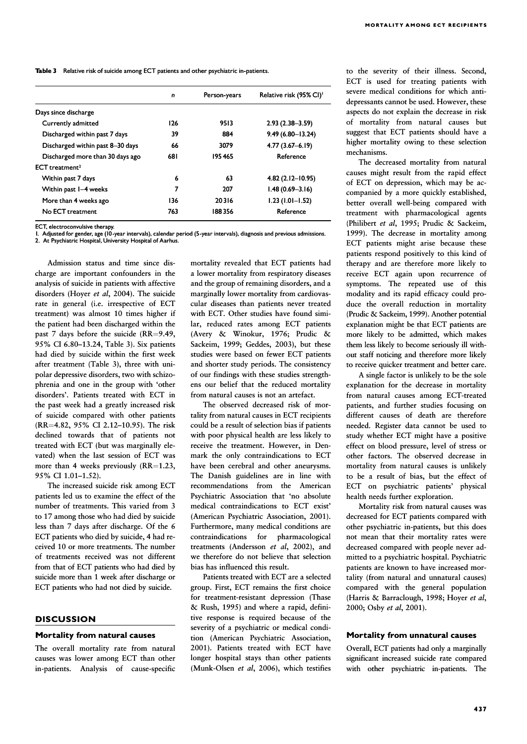**Table 3** Relative risk of suicide among ECT patients and other psychiatric in-patients.

| | *n* | Person-years | Relative risk (95% CI)[1] |
|---|---|---|---|
| Days since discharge | | | |
| Currently admitted | 126 | 9513 | 2.93 (2.38–3.59) |
| Discharged within past 7 days | 39 | 884 | 9.49 (6.80–13.24) |
| Discharged within past 8–30 days | 66 | 3079 | 4.77 (3.67–6.19) |
| Discharged more than 30 days ago | 681 | 195 465 | Reference |
| ECT treatment[2] | | | |
| Within past 7 days | 6 | 63 | 4.82 (2.12–10.95) |
| Within past 1–4 weeks | 7 | 207 | 1.48 (0.69–3.16) |
| More than 4 weeks ago | 136 | 20 316 | 1.23 (1.01–1.52) |
| No ECT treatment | 763 | 188 356 | Reference |

ECT, electroconvulsive therapy.
1. Adjusted for gender, age (10-year intervals), calendar period (5-year intervals), diagnosis and previous admissions.
2. At Psychiatric Hospital, University Hospital of Aarhus.

Admission status and time since discharge are important confounders in the analysis of suicide in patients with affective disorders (Hoyer *et al*, 2004). The suicide rate in general (i.e. irrespective of ECT treatment) was almost 10 times higher if the patient had been discharged within the past 7 days before the suicide (RR=9.49, 95% CI 6.80–13.24, Table 3). Six patients had died by suicide within the first week after treatment (Table 3), three with unipolar depressive disorders, two with schizophrenia and one in the group with 'other disorders'. Patients treated with ECT in the past week had a greatly increased risk of suicide compared with other patients (RR=4.82, 95% CI 2.12–10.95). The risk declined towards that of patients not treated with ECT (but was marginally elevated) when the last session of ECT was more than 4 weeks previously (RR=1.23, 95% CI 1.01–1.52).

The increased suicide risk among ECT patients led us to examine the effect of the number of treatments. This varied from 3 to 17 among those who had died by suicide less than 7 days after discharge. Of the 6 ECT patients who died by suicide, 4 had received 10 or more treatments. The number of treatments received was not different from that of ECT patients who had died by suicide more than 1 week after discharge or ECT patients who had not died by suicide.

## DISCUSSION

### Mortality from natural causes

The overall mortality rate from natural causes was lower among ECT than other in-patients. Analysis of cause-specific mortality revealed that ECT patients had a lower mortality from respiratory diseases and the group of remaining disorders, and a marginally lower mortality from cardiovascular diseases than patients never treated with ECT. Other studies have found similar, reduced rates among ECT patients (Avery & Winokur, 1976; Prudic & Sackeim, 1999; Geddes, 2003), but these studies were based on fewer ECT patients and shorter study periods. The consistency of our findings with these studies strengthens our belief that the reduced mortality from natural causes is not an artefact.

The observed decreased risk of mortality from natural causes in ECT recipients could be a result of selection bias if patients with poor physical health are less likely to receive the treatment. However, in Denmark the only contraindications to ECT have been cerebral and other aneurysms. The Danish guidelines are in line with recommendations from the American Psychiatric Association that 'no absolute medical contraindications to ECT exist' (American Psychiatric Association, 2001). Furthermore, many medical conditions are contraindications for pharmacological treatments (Andersson *et al*, 2002), and we therefore do not believe that selection bias has influenced this result.

Patients treated with ECT are a selected group. First, ECT remains the first choice for treatment-resistant depression (Thase & Rush, 1995) and where a rapid, definitive response is required because of the severity of a psychiatric or medical condition (American Psychiatric Association, 2001). Patients treated with ECT have longer hospital stays than other patients (Munk-Olsen *et al*, 2006), which testifies to the severity of their illness. Second, ECT is used for treating patients with severe medical conditions for which antidepressants cannot be used. However, these aspects do not explain the decrease in risk of mortality from natural causes but suggest that ECT patients should have a higher mortality owing to these selection mechanisms.

The decreased mortality from natural causes might result from the rapid effect of ECT on depression, which may be accompanied by a more quickly established, better overall well-being compared with treatment with pharmacological agents (Philibert *et al*, 1995; Prudic & Sackeim, 1999). The decrease in mortality among ECT patients might arise because these patients respond positively to this kind of therapy and are therefore more likely to receive ECT again upon recurrence of symptoms. The repeated use of this modality and its rapid efficacy could produce the overall reduction in mortality (Prudic & Sackeim, 1999). Another potential explanation might be that ECT patients are more likely to be admitted, which makes them less likely to become seriously ill without staff noticing and therefore more likely to receive quicker treatment and better care.

A single factor is unlikely to be the sole explanation for the decrease in mortality from natural causes among ECT-treated patients, and further studies focusing on different causes of death are therefore needed. Register data cannot be used to study whether ECT might have a positive effect on blood pressure, level of stress or other factors. The observed decrease in mortality from natural causes is unlikely to be a result of bias, but the effect of ECT on psychiatric patients' physical health needs further exploration.

Mortality risk from natural causes was decreased for ECT patients compared with other psychiatric in-patients, but this does not mean that their mortality rates were decreased compared with people never admitted to a psychiatric hospital. Psychiatric patients are known to have increased mortality (from natural and unnatural causes) compared with the general population (Harris & Barraclough, 1998; Hoyer *et al*, 2000; Osby *et al*, 2001).

### Mortality from unnatural causes

Overall, ECT patients had only a marginally significant increased suicide rate compared with other psychiatric in-patients. The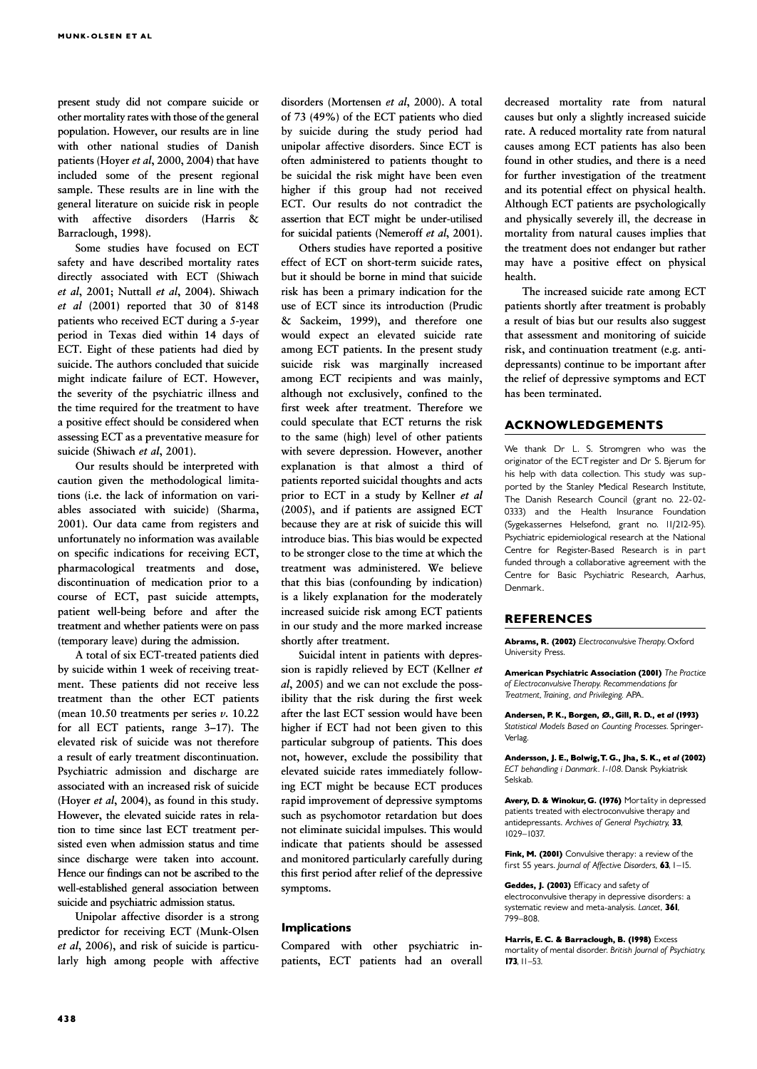present study did not compare suicide or other mortality rates with those of the general population. However, our results are in line with other national studies of Danish patients (Hoyer *et al*, 2000, 2004) that have included some of the present regional sample. These results are in line with the general literature on suicide risk in people with affective disorders (Harris & Barraclough, 1998).

Some studies have focused on ECT safety and have described mortality rates directly associated with ECT (Shiwach *et al*, 2001; Nuttall *et al*, 2004). Shiwach *et al* (2001) reported that 30 of 8148 patients who received ECT during a 5-year period in Texas died within 14 days of ECT. Eight of these patients had died by suicide. The authors concluded that suicide might indicate failure of ECT. However, the severity of the psychiatric illness and the time required for the treatment to have a positive effect should be considered when assessing ECT as a preventative measure for suicide (Shiwach *et al*, 2001).

Our results should be interpreted with caution given the methodological limitations (i.e. the lack of information on variables associated with suicide) (Sharma, 2001). Our data came from registers and unfortunately no information was available on specific indications for receiving ECT, pharmacological treatments and dose, discontinuation of medication prior to a course of ECT, past suicide attempts, patient well-being before and after the treatment and whether patients were on pass (temporary leave) during the admission.

A total of six ECT-treated patients died by suicide within 1 week of receiving treatment. These patients did not receive less treatment than the other ECT patients (mean 10.50 treatments per series *v.* 10.22 for all ECT patients, range 3–17). The elevated risk of suicide was not therefore a result of early treatment discontinuation. Psychiatric admission and discharge are associated with an increased risk of suicide (Hoyer *et al*, 2004), as found in this study. However, the elevated suicide rates in relation to time since last ECT treatment persisted even when admission status and time since discharge were taken into account. Hence our findings can not be ascribed to the well-established general association between suicide and psychiatric admission status.

Unipolar affective disorder is a strong predictor for receiving ECT (Munk-Olsen *et al*, 2006), and risk of suicide is particularly high among people with affective disorders (Mortensen *et al*, 2000). A total of 73 (49%) of the ECT patients who died by suicide during the study period had unipolar affective disorders. Since ECT is often administered to patients thought to be suicidal the risk might have been even higher if this group had not received ECT. Our results do not contradict the assertion that ECT might be under-utilised for suicidal patients (Nemeroff *et al*, 2001).

Others studies have reported a positive effect of ECT on short-term suicide rates, but it should be borne in mind that suicide risk has been a primary indication for the use of ECT since its introduction (Prudic & Sackeim, 1999), and therefore one would expect an elevated suicide rate among ECT patients. In the present study suicide risk was marginally increased among ECT recipients and was mainly, although not exclusively, confined to the first week after treatment. Therefore we could speculate that ECT returns the risk to the same (high) level of other patients with severe depression. However, another explanation is that almost a third of patients reported suicidal thoughts and acts prior to ECT in a study by Kellner *et al* (2005), and if patients are assigned ECT because they are at risk of suicide this will introduce bias. This bias would be expected to be stronger close to the time at which the treatment was administered. We believe that this bias (confounding by indication) is a likely explanation for the moderately increased suicide risk among ECT patients in our study and the more marked increase shortly after treatment.

Suicidal intent in patients with depression is rapidly relieved by ECT (Kellner *et al*, 2005) and we can not exclude the possibility that the risk during the first week after the last ECT session would have been higher if ECT had not been given to this particular subgroup of patients. This does not, however, exclude the possibility that elevated suicide rates immediately following ECT might be because ECT produces rapid improvement of depressive symptoms such as psychomotor retardation but does not eliminate suicidal impulses. This would indicate that patients should be assessed and monitored particularly carefully during this first period after relief of the depressive symptoms.

### Implications

Compared with other psychiatric inpatients, ECT patients had an overall decreased mortality rate from natural causes but only a slightly increased suicide rate. A reduced mortality rate from natural causes among ECT patients has also been found in other studies, and there is a need for further investigation of the treatment and its potential effect on physical health. Although ECT patients are psychologically and physically severely ill, the decrease in mortality from natural causes implies that the treatment does not endanger but rather may have a positive effect on physical health.

The increased suicide rate among ECT patients shortly after treatment is probably a result of bias but our results also suggest that assessment and monitoring of suicide risk, and continuation treatment (e.g. antidepressants) continue to be important after the relief of depressive symptoms and ECT has been terminated.

## ACKNOWLEDGEMENTS

We thank Dr L. S. Stromgren who was the originator of the ECT register and Dr S. Bjerum for his help with data collection. This study was supported by the Stanley Medical Research Institute, The Danish Research Council (grant no. 22-02-0333) and the Health Insurance Foundation (Sygekassernes Helsefond, grant no. 11/212-95). Psychiatric epidemiological research at the National Centre for Register-Based Research is in part funded through a collaborative agreement with the Centre for Basic Psychiatric Research, Aarhus, Denmark.

## REFERENCES

**Abrams, R. (2002)** *Electroconvulsive Therapy*. Oxford University Press.

**American Psychiatric Association (2001)** *The Practice of Electroconvulsive Therapy. Recommendations for Treatment, Training, and Privileging.* APA.

**Andersen, P. K., Borgen, Ø., Gill, R. D., *et al* (1993)** *Statistical Models Based on Counting Processes*. Springer-Verlag.

**Andersson, J. E., Bolwig, T. G., Jha, S. K., *et al* (2002)** *ECT behandling i Danmark. 1-108*. Dansk Psykiatrisk Selskab.

**Avery, D. & Winokur, G. (1976)** Mortality in depressed patients treated with electroconvulsive therapy and antidepressants. *Archives of General Psychiatry*, **33**, 1029–1037.

**Fink, M. (2001)** Convulsive therapy: a review of the first 55 years. *Journal of Affective Disorders*, **63**, 1–15.

**Geddes, J. (2003)** Efficacy and safety of electroconvulsive therapy in depressive disorders: a systematic review and meta-analysis. *Lancet*, **361**, 799–808.

**Harris, E. C. & Barraclough, B. (1998)** Excess mortality of mental disorder. *British Journal of Psychiatry*, **173**, 11–53.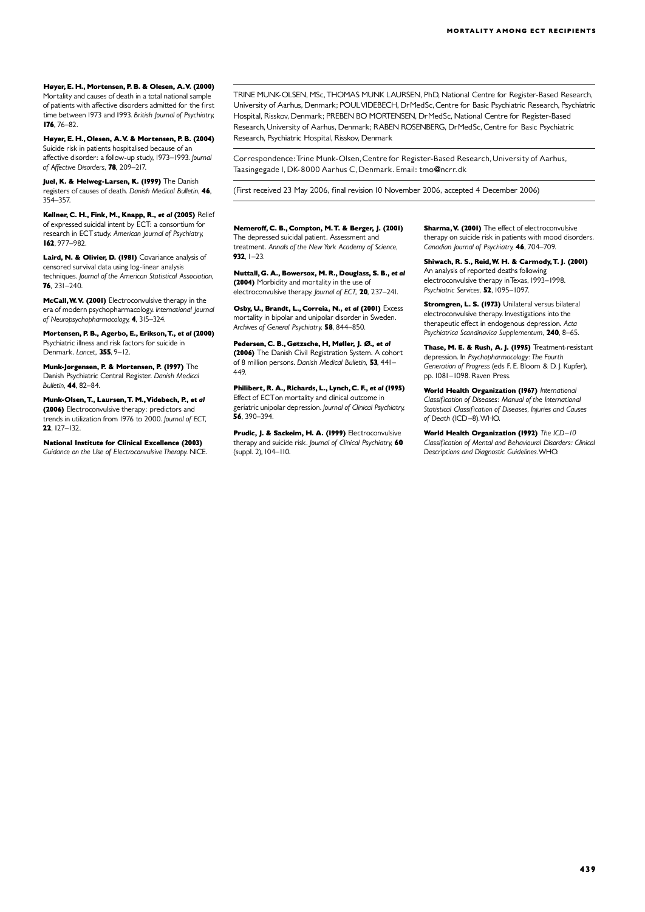**Høyer, E. H., Mortensen, P. B. & Olesen, A. V. (2000)** Mortality and causes of death in a total national sample of patients with affective disorders admitted for the first time between 1973 and 1993. *British Journal of Psychiatry*, **176**, 76–82.

**Høyer, E. H., Olesen, A. V. & Mortensen, P. B. (2004)** Suicide risk in patients hospitalised because of an affective disorder: a follow-up study, 1973–1993. *Journal of Affective Disorders*, **78**, 209–217.

**Juel, K. & Helweg-Larsen, K. (1999)** The Danish registers of causes of death. *Danish Medical Bulletin*, **46**, 354–357.

**Kellner, C. H., Fink, M., Knapp, R., *et al* (2005)** Relief of expressed suicidal intent by ECT: a consortium for research in ECT study. *American Journal of Psychiatry*, **162**, 977–982.

**Laird, N. & Olivier, D. (1981)** Covariance analysis of censored survival data using log-linear analysis techniques. *Journal of the American Statistical Association*, **76**, 231–240.

**McCall, W. V. (2001)** Electroconvulsive therapy in the era of modern psychopharmacology. *International Journal of Neuropsychopharmacology*, **4**, 315–324.

**Mortensen, P. B., Agerbo, E., Erikson, T., *et al* (2000)** Psychiatric illness and risk factors for suicide in Denmark. *Lancet*, **355**, 9–12.

**Munk-Jorgensen, P. & Mortensen, P. (1997)** The Danish Psychiatric Central Register. *Danish Medical Bulletin*, **44**, 82–84.

**Munk-Olsen, T., Laursen, T. M., Videbech, P., *et al* (2006)** Electroconvulsive therapy: predictors and trends in utilization from 1976 to 2000. *Journal of ECT*, **22**, 127–132.

**National Institute for Clinical Excellence (2003)** *Guidance on the Use of Electroconvulsive Therapy*. NICE.

**Nemeroff, C. B., Compton, M. T. & Berger, J. (2001)** The depressed suicidal patient. Assessment and treatment. *Annals of the New York Academy of Science*, **932**, 1–23.

**Nuttall, G. A., Bowersox, M. R., Douglass, S. B., *et al* (2004)** Morbidity and mortality in the use of electroconvulsive therapy. *Journal of ECT*, **20**, 237–241.

**Osby, U., Brandt, L., Correia, N., *et al* (2001)** Excess mortality in bipolar and unipolar disorder in Sweden. *Archives of General Psychiatry*, **58**, 844–850.

**Pedersen, C. B., Gøtzsche, H, Møller, J. Ø., *et al* (2006)** The Danish Civil Registration System. A cohort of 8 million persons. *Danish Medical Bulletin*, **53**, 441–449.

**Philibert, R. A., Richards, L., Lynch, C. F., *et al* (1995)** Effect of ECT on mortality and clinical outcome in geriatric unipolar depression. *Journal of Clinical Psychiatry*, **56**, 390–394.

**Prudic, J. & Sackeim, H. A. (1999)** Electroconvulsive therapy and suicide risk. *Journal of Clinical Psychiatry*, **60** (suppl. 2), 104–110.

**Sharma, V. (2001)** The effect of electroconvulsive therapy on suicide risk in patients with mood disorders. *Canadian Journal of Psychiatry*, **46**, 704–709.

**Shiwach, R. S., Reid, W. H. & Carmody, T. J. (2001)** An analysis of reported deaths following electroconvulsive therapy in Texas, 1993–1998. *Psychiatric Services*, **52**, 1095–1097.

**Stromgren, L. S. (1973)** Unilateral versus bilateral electroconvulsive therapy. Investigations into the therapeutic effect in endogenous depression. *Acta Psychiatrica Scandinavica Supplementum*, **240**, 8–65.

**Thase, M. E. & Rush, A. J. (1995)** Treatment-resistant depression. In *Psychopharmacology: The Fourth Generation of Progress* (eds F. E. Bloom & D. J. Kupfer), pp. 1081–1098. Raven Press.

**World Health Organization (1967)** *International Classification of Diseases: Manual of the International Statistical Classification of Diseases, Injuries and Causes of Death* (ICD–8). WHO.

**World Health Organization (1992)** *The ICD–10 Classification of Mental and Behavioural Disorders: Clinical Descriptions and Diagnostic Guidelines*. WHO.

---

TRINE MUNK-OLSEN, MSc, THOMAS MUNK LAURSEN, PhD, National Centre for Register-Based Research, University of Aarhus, Denmark; POUL VIDEBECH, DrMedSc, Centre for Basic Psychiatric Research, Psychiatric Hospital, Risskov, Denmark; PREBEN BO MORTENSEN, DrMedSc, National Centre for Register-Based Research, University of Aarhus, Denmark; RABEN ROSENBERG, DrMedSc, Centre for Basic Psychiatric Research, Psychiatric Hospital, Risskov, Denmark

Correspondence: Trine Munk-Olsen, Centre for Register-Based Research, University of Aarhus, Taasingegade 1, DK-8000 Aarhus C, Denmark. Email: tmo@ncrr.dk

(First received 23 May 2006, final revision 10 November 2006, accepted 4 December 2006)